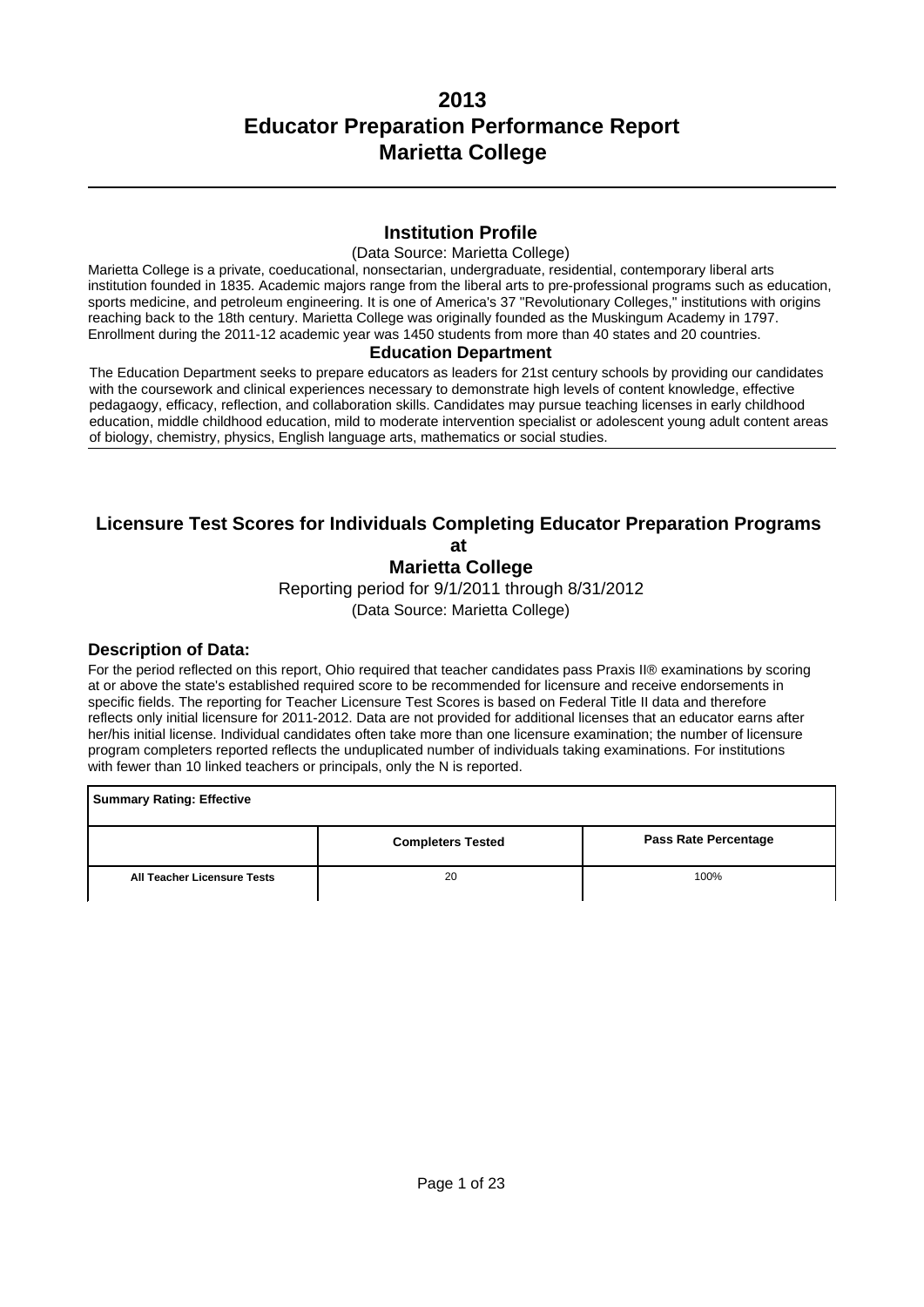# 2013
# Educator Preparation Performance Report
# Marietta College

## Institution Profile

(Data Source: Marietta College)

Marietta College is a private, coeducational, nonsectarian, undergraduate, residential, contemporary liberal arts institution founded in 1835. Academic majors range from the liberal arts to pre-professional programs such as education, sports medicine, and petroleum engineering. It is one of America's 37 "Revolutionary Colleges," institutions with origins reaching back to the 18th century. Marietta College was originally founded as the Muskingum Academy in 1797. Enrollment during the 2011-12 academic year was 1450 students from more than 40 states and 20 countries.

### Education Department

The Education Department seeks to prepare educators as leaders for 21st century schools by providing our candidates with the coursework and clinical experiences necessary to demonstrate high levels of content knowledge, effective pedagaogy, efficacy, reflection, and collaboration skills. Candidates may pursue teaching licenses in early childhood education, middle childhood education, mild to moderate intervention specialist or adolescent young adult content areas of biology, chemistry, physics, English language arts, mathematics or social studies.

## Licensure Test Scores for Individuals Completing Educator Preparation Programs at Marietta College

Reporting period for 9/1/2011 through 8/31/2012

(Data Source: Marietta College)

### Description of Data:

For the period reflected on this report, Ohio required that teacher candidates pass Praxis II® examinations by scoring at or above the state's established required score to be recommended for licensure and receive endorsements in specific fields. The reporting for Teacher Licensure Test Scores is based on Federal Title II data and therefore reflects only initial licensure for 2011-2012. Data are not provided for additional licenses that an educator earns after her/his initial license. Individual candidates often take more than one licensure examination; the number of licensure program completers reported reflects the unduplicated number of individuals taking examinations. For institutions with fewer than 10 linked teachers or principals, only the N is reported.

| Summary Rating: Effective | | |
|---|---|---|
| | **Completers Tested** | **Pass Rate Percentage** |
| **All Teacher Licensure Tests** | 20 | 100% |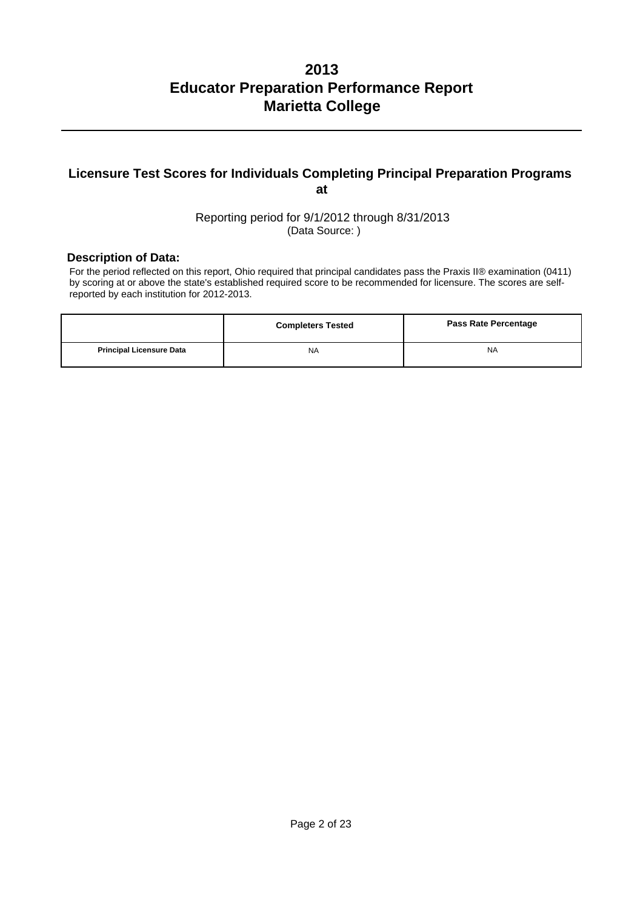# 2013
# Educator Preparation Performance Report
# Marietta College

## Licensure Test Scores for Individuals Completing Principal Preparation Programs at

Reporting period for 9/1/2012 through 8/31/2013
(Data Source: )

### Description of Data:

For the period reflected on this report, Ohio required that principal candidates pass the Praxis II® examination (0411) by scoring at or above the state's established required score to be recommended for licensure. The scores are self-reported by each institution for 2012-2013.

| | Completers Tested | Pass Rate Percentage |
|---|---|---|
| **Principal Licensure Data** | NA | NA |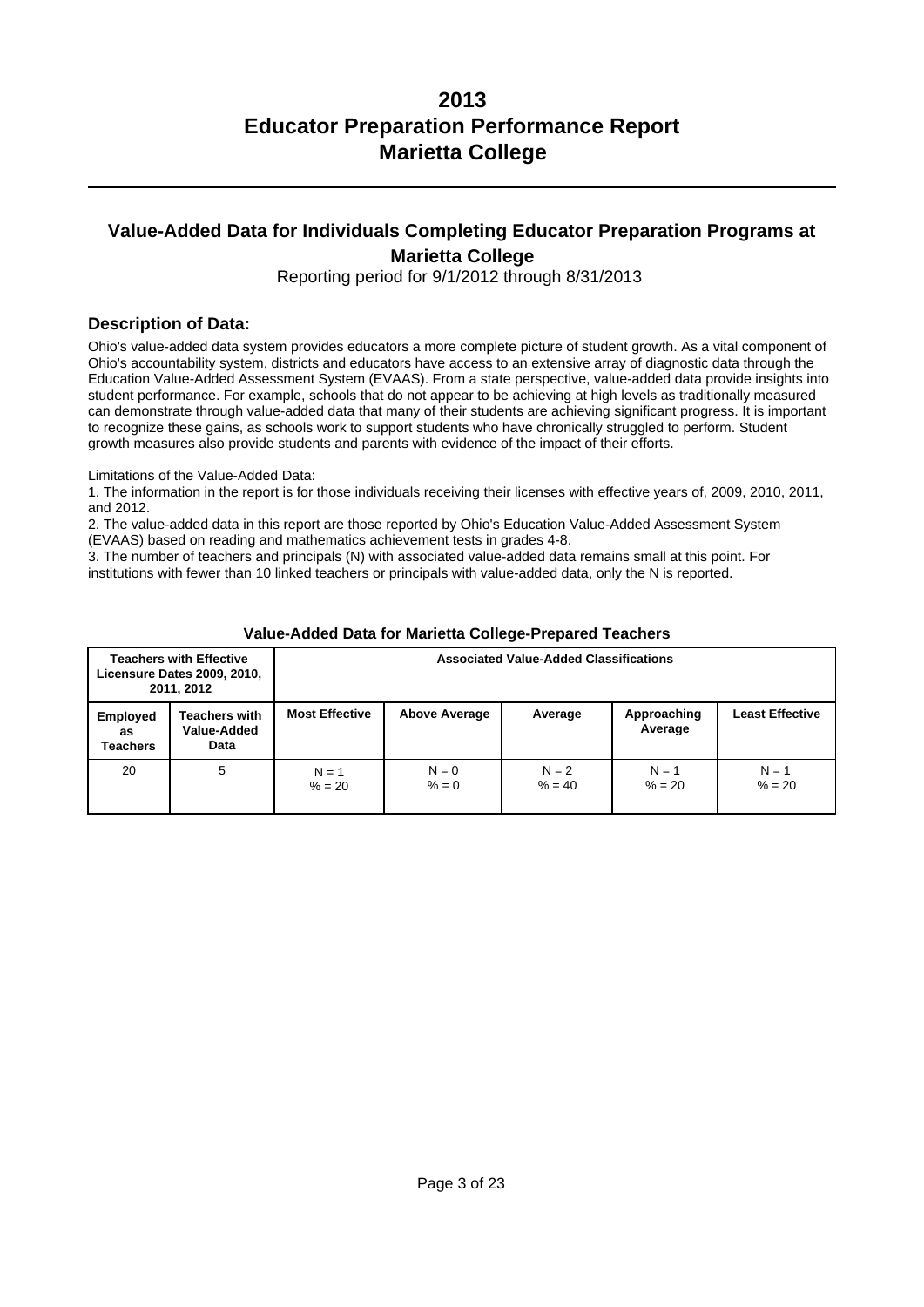# 2013
# Educator Preparation Performance Report
# Marietta College

## Value-Added Data for Individuals Completing Educator Preparation Programs at Marietta College

Reporting period for 9/1/2012 through 8/31/2013

### Description of Data:

Ohio's value-added data system provides educators a more complete picture of student growth. As a vital component of Ohio's accountability system, districts and educators have access to an extensive array of diagnostic data through the Education Value-Added Assessment System (EVAAS). From a state perspective, value-added data provide insights into student performance. For example, schools that do not appear to be achieving at high levels as traditionally measured can demonstrate through value-added data that many of their students are achieving significant progress. It is important to recognize these gains, as schools work to support students who have chronically struggled to perform. Student growth measures also provide students and parents with evidence of the impact of their efforts.

Limitations of the Value-Added Data:

1. The information in the report is for those individuals receiving their licenses with effective years of, 2009, 2010, 2011, and 2012.
2. The value-added data in this report are those reported by Ohio's Education Value-Added Assessment System (EVAAS) based on reading and mathematics achievement tests in grades 4-8.
3. The number of teachers and principals (N) with associated value-added data remains small at this point. For institutions with fewer than 10 linked teachers or principals with value-added data, only the N is reported.

**Value-Added Data for Marietta College-Prepared Teachers**

| Teachers with Effective Licensure Dates 2009, 2010, 2011, 2012 | | Associated Value-Added Classifications | | | | |
|---|---|---|---|---|---|---|
| **Employed as Teachers** | **Teachers with Value-Added Data** | **Most Effective** | **Above Average** | **Average** | **Approaching Average** | **Least Effective** |
| 20 | 5 | N = 1<br>% = 20 | N = 0<br>% = 0 | N = 2<br>% = 40 | N = 1<br>% = 20 | N = 1<br>% = 20 |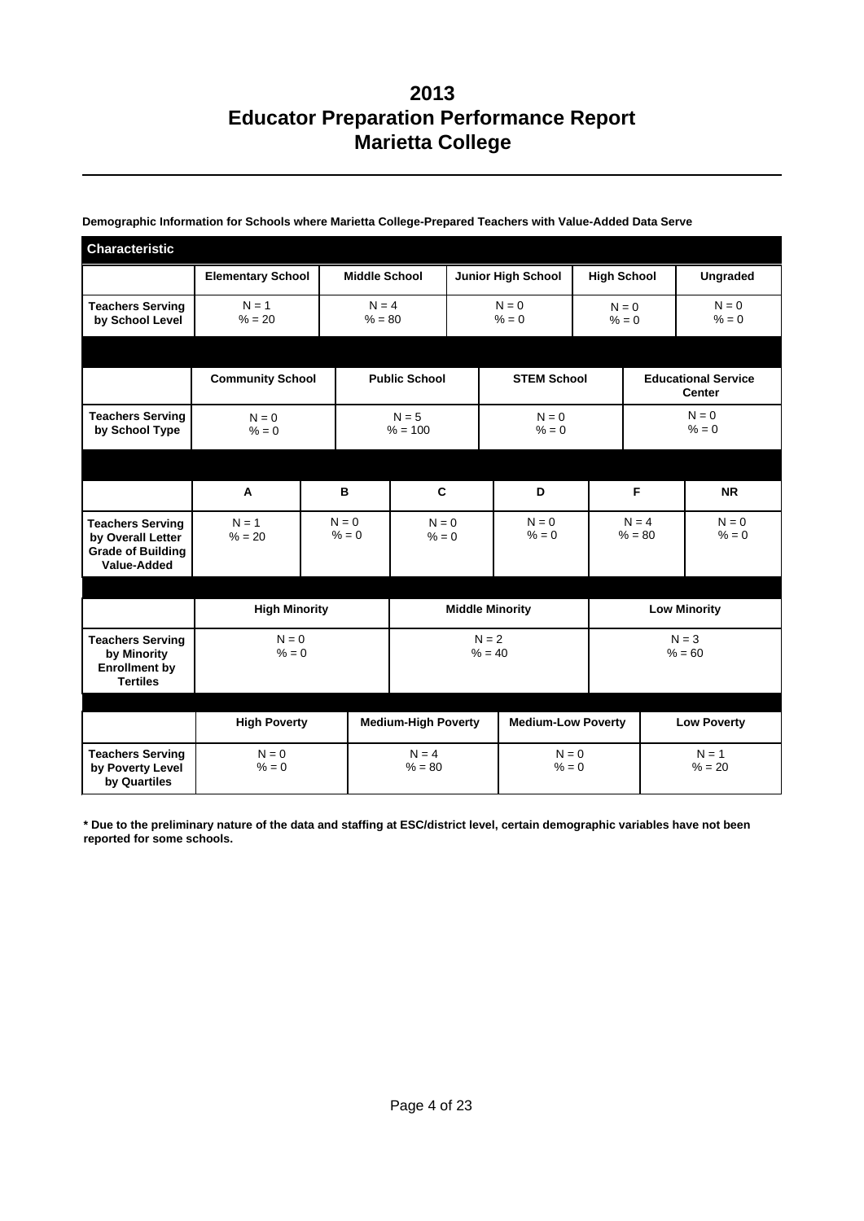# 2013
# Educator Preparation Performance Report
# Marietta College

**Demographic Information for Schools where Marietta College-Prepared Teachers with Value-Added Data Serve**

| Characteristic | | | | | |
|---|---|---|---|---|---|
| | **Elementary School** | **Middle School** | **Junior High School** | **High School** | **Ungraded** |
| **Teachers Serving by School Level** | N = 1<br>% = 20 | N = 4<br>% = 80 | N = 0<br>% = 0 | N = 0<br>% = 0 | N = 0<br>% = 0 |

| | **Community School** | **Public School** | **STEM School** | **Educational Service Center** |
|---|---|---|---|---|
| **Teachers Serving by School Type** | N = 0<br>% = 0 | N = 5<br>% = 100 | N = 0<br>% = 0 | N = 0<br>% = 0 |

| | **A** | **B** | **C** | **D** | **F** | **NR** |
|---|---|---|---|---|---|---|
| **Teachers Serving by Overall Letter Grade of Building Value-Added** | N = 1<br>% = 20 | N = 0<br>% = 0 | N = 0<br>% = 0 | N = 0<br>% = 0 | N = 4<br>% = 80 | N = 0<br>% = 0 |

| | **High Minority** | **Middle Minority** | **Low Minority** |
|---|---|---|---|
| **Teachers Serving by Minority Enrollment by Tertiles** | N = 0<br>% = 0 | N = 2<br>% = 40 | N = 3<br>% = 60 |

| | **High Poverty** | **Medium-High Poverty** | **Medium-Low Poverty** | **Low Poverty** |
|---|---|---|---|---|
| **Teachers Serving by Poverty Level by Quartiles** | N = 0<br>% = 0 | N = 4<br>% = 80 | N = 0<br>% = 0 | N = 1<br>% = 20 |

**\* Due to the preliminary nature of the data and staffing at ESC/district level, certain demographic variables have not been reported for some schools.**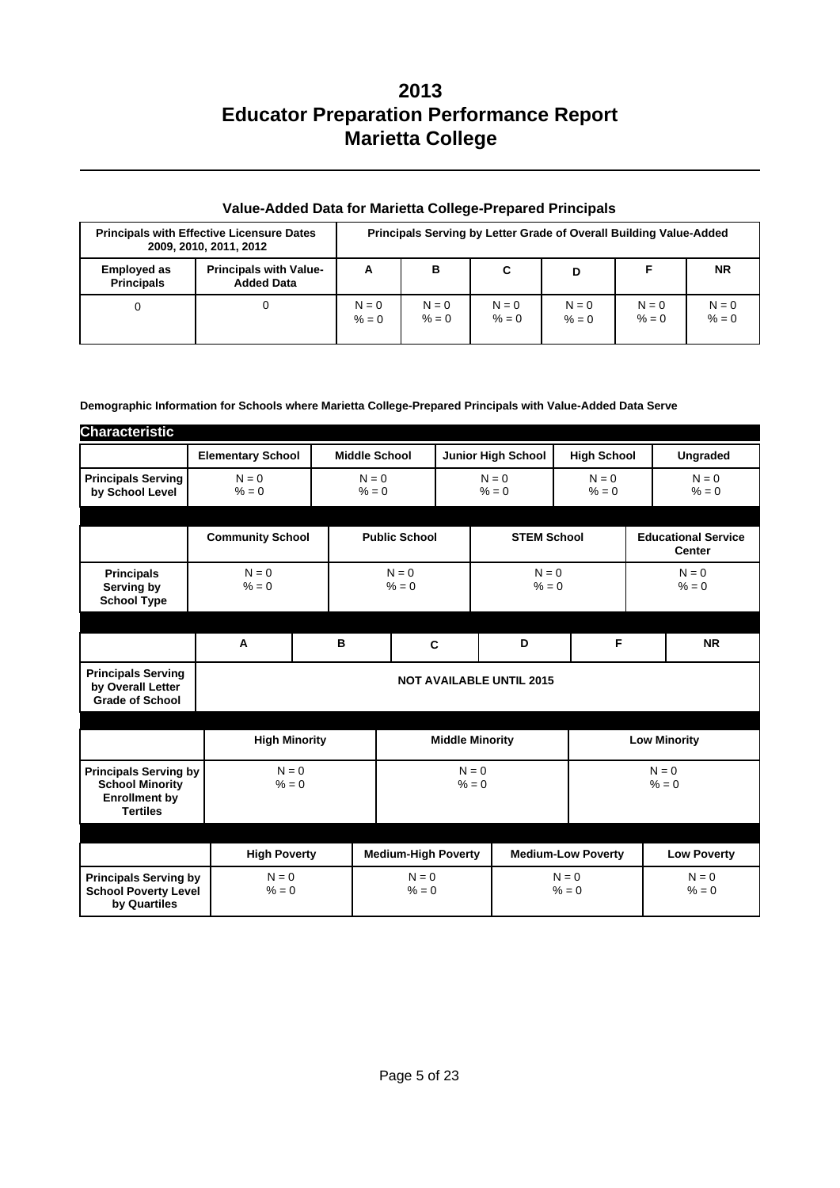# 2013
# Educator Preparation Performance Report
# Marietta College

### Value-Added Data for Marietta College-Prepared Principals

| Principals with Effective Licensure Dates 2009, 2010, 2011, 2012 | | Principals Serving by Letter Grade of Overall Building Value-Added | | | | | |
|---|---|---|---|---|---|---|---|
| Employed as Principals | Principals with Value-Added Data | A | B | C | D | F | NR |
| 0 | 0 | N = 0<br>% = 0 | N = 0<br>% = 0 | N = 0<br>% = 0 | N = 0<br>% = 0 | N = 0<br>% = 0 | N = 0<br>% = 0 |

**Demographic Information for Schools where Marietta College-Prepared Principals with Value-Added Data Serve**

| Characteristic | Elementary School | Middle School | Junior High School | High School | Ungraded |
|---|---|---|---|---|---|
| Principals Serving by School Level | N = 0<br>% = 0 | N = 0<br>% = 0 | N = 0<br>% = 0 | N = 0<br>% = 0 | N = 0<br>% = 0 |

| | Community School | Public School | STEM School | Educational Service Center |
|---|---|---|---|---|
| Principals Serving by School Type | N = 0<br>% = 0 | N = 0<br>% = 0 | N = 0<br>% = 0 | N = 0<br>% = 0 |

| | A | B | C | D | F | NR |
|---|---|---|---|---|---|---|
| Principals Serving by Overall Letter Grade of School | NOT AVAILABLE UNTIL 2015 | | | | | |

| | High Minority | Middle Minority | Low Minority |
|---|---|---|---|
| Principals Serving by School Minority Enrollment by Tertiles | N = 0<br>% = 0 | N = 0<br>% = 0 | N = 0<br>% = 0 |

| | High Poverty | Medium-High Poverty | Medium-Low Poverty | Low Poverty |
|---|---|---|---|---|
| Principals Serving by School Poverty Level by Quartiles | N = 0<br>% = 0 | N = 0<br>% = 0 | N = 0<br>% = 0 | N = 0<br>% = 0 |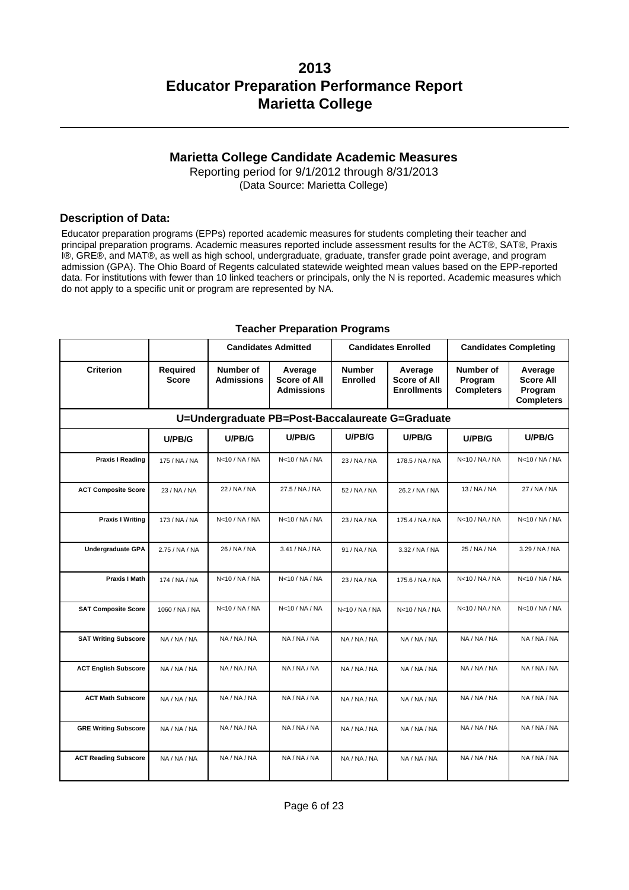# 2013
# Educator Preparation Performance Report
# Marietta College

## Marietta College Candidate Academic Measures

Reporting period for 9/1/2012 through 8/31/2013
(Data Source: Marietta College)

### Description of Data:

Educator preparation programs (EPPs) reported academic measures for students completing their teacher and principal preparation programs. Academic measures reported include assessment results for the ACT®, SAT®, Praxis I®, GRE®, and MAT®, as well as high school, undergraduate, graduate, transfer grade point average, and program admission (GPA). The Ohio Board of Regents calculated statewide weighted mean values based on the EPP-reported data. For institutions with fewer than 10 linked teachers or principals, only the N is reported. Academic measures which do not apply to a specific unit or program are represented by NA.

### Teacher Preparation Programs

| | | Candidates Admitted | | Candidates Enrolled | | Candidates Completing | |
|---|---|---|---|---|---|---|---|
| **Criterion** | **Required Score** | **Number of Admissions** | **Average Score of All Admissions** | **Number Enrolled** | **Average Score of All Enrollments** | **Number of Program Completers** | **Average Score All Program Completers** |
| **U=Undergraduate PB=Post-Baccalaureate G=Graduate** | | | | | | | |
| | **U/PB/G** | **U/PB/G** | **U/PB/G** | **U/PB/G** | **U/PB/G** | **U/PB/G** | **U/PB/G** |
| **Praxis I Reading** | 175 / NA / NA | N<10 / NA / NA | N<10 / NA / NA | 23 / NA / NA | 178.5 / NA / NA | N<10 / NA / NA | N<10 / NA / NA |
| **ACT Composite Score** | 23 / NA / NA | 22 / NA / NA | 27.5 / NA / NA | 52 / NA / NA | 26.2 / NA / NA | 13 / NA / NA | 27 / NA / NA |
| **Praxis I Writing** | 173 / NA / NA | N<10 / NA / NA | N<10 / NA / NA | 23 / NA / NA | 175.4 / NA / NA | N<10 / NA / NA | N<10 / NA / NA |
| **Undergraduate GPA** | 2.75 / NA / NA | 26 / NA / NA | 3.41 / NA / NA | 91 / NA / NA | 3.32 / NA / NA | 25 / NA / NA | 3.29 / NA / NA |
| **Praxis I Math** | 174 / NA / NA | N<10 / NA / NA | N<10 / NA / NA | 23 / NA / NA | 175.6 / NA / NA | N<10 / NA / NA | N<10 / NA / NA |
| **SAT Composite Score** | 1060 / NA / NA | N<10 / NA / NA | N<10 / NA / NA | N<10 / NA / NA | N<10 / NA / NA | N<10 / NA / NA | N<10 / NA / NA |
| **SAT Writing Subscore** | NA / NA / NA | NA / NA / NA | NA / NA / NA | NA / NA / NA | NA / NA / NA | NA / NA / NA | NA / NA / NA |
| **ACT English Subscore** | NA / NA / NA | NA / NA / NA | NA / NA / NA | NA / NA / NA | NA / NA / NA | NA / NA / NA | NA / NA / NA |
| **ACT Math Subscore** | NA / NA / NA | NA / NA / NA | NA / NA / NA | NA / NA / NA | NA / NA / NA | NA / NA / NA | NA / NA / NA |
| **GRE Writing Subscore** | NA / NA / NA | NA / NA / NA | NA / NA / NA | NA / NA / NA | NA / NA / NA | NA / NA / NA | NA / NA / NA |
| **ACT Reading Subscore** | NA / NA / NA | NA / NA / NA | NA / NA / NA | NA / NA / NA | NA / NA / NA | NA / NA / NA | NA / NA / NA |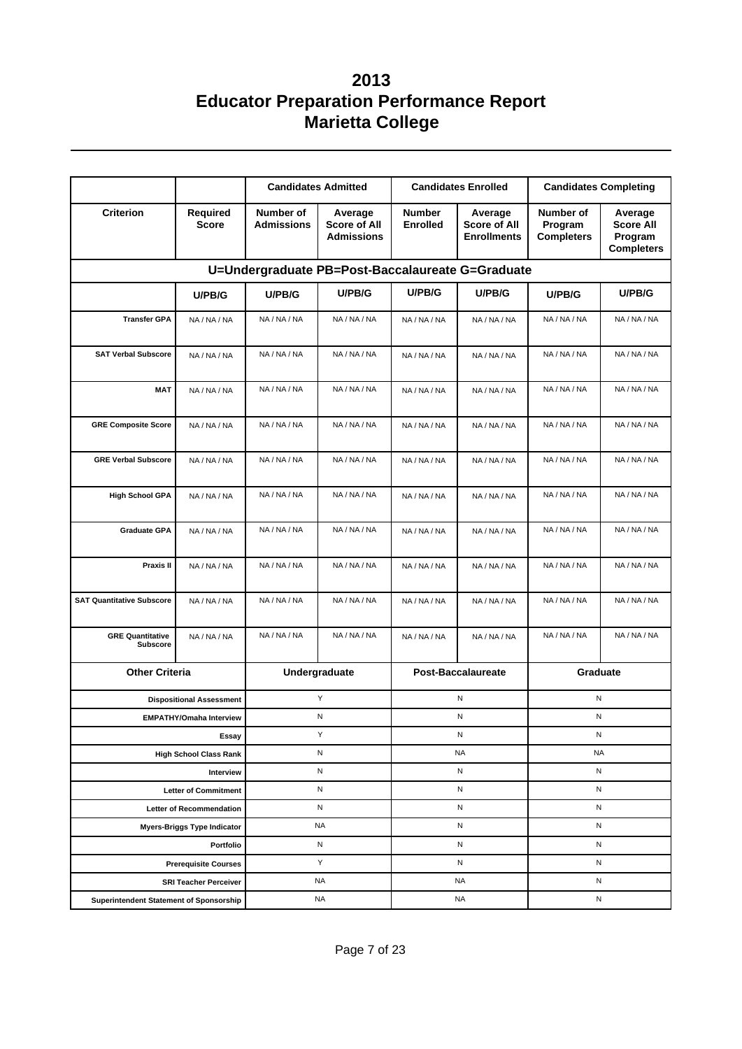# 2013
# Educator Preparation Performance Report
# Marietta College

| | | Candidates Admitted | | Candidates Enrolled | | Candidates Completing | |
|---|---|---|---|---|---|---|---|
| **Criterion** | **Required Score** | **Number of Admissions** | **Average Score of All Admissions** | **Number Enrolled** | **Average Score of All Enrollments** | **Number of Program Completers** | **Average Score All Program Completers** |
| **U=Undergraduate PB=Post-Baccalaureate G=Graduate** | | | | | | | |
| | **U/PB/G** | **U/PB/G** | **U/PB/G** | **U/PB/G** | **U/PB/G** | **U/PB/G** | **U/PB/G** |
| **Transfer GPA** | NA / NA / NA | NA / NA / NA | NA / NA / NA | NA / NA / NA | NA / NA / NA | NA / NA / NA | NA / NA / NA |
| **SAT Verbal Subscore** | NA / NA / NA | NA / NA / NA | NA / NA / NA | NA / NA / NA | NA / NA / NA | NA / NA / NA | NA / NA / NA |
| **MAT** | NA / NA / NA | NA / NA / NA | NA / NA / NA | NA / NA / NA | NA / NA / NA | NA / NA / NA | NA / NA / NA |
| **GRE Composite Score** | NA / NA / NA | NA / NA / NA | NA / NA / NA | NA / NA / NA | NA / NA / NA | NA / NA / NA | NA / NA / NA |
| **GRE Verbal Subscore** | NA / NA / NA | NA / NA / NA | NA / NA / NA | NA / NA / NA | NA / NA / NA | NA / NA / NA | NA / NA / NA |
| **High School GPA** | NA / NA / NA | NA / NA / NA | NA / NA / NA | NA / NA / NA | NA / NA / NA | NA / NA / NA | NA / NA / NA |
| **Graduate GPA** | NA / NA / NA | NA / NA / NA | NA / NA / NA | NA / NA / NA | NA / NA / NA | NA / NA / NA | NA / NA / NA |
| **Praxis II** | NA / NA / NA | NA / NA / NA | NA / NA / NA | NA / NA / NA | NA / NA / NA | NA / NA / NA | NA / NA / NA |
| **SAT Quantitative Subscore** | NA / NA / NA | NA / NA / NA | NA / NA / NA | NA / NA / NA | NA / NA / NA | NA / NA / NA | NA / NA / NA |
| **GRE Quantitative Subscore** | NA / NA / NA | NA / NA / NA | NA / NA / NA | NA / NA / NA | NA / NA / NA | NA / NA / NA | NA / NA / NA |

| Other Criteria | Undergraduate | Post-Baccalaureate | Graduate |
|---|---|---|---|
| **Dispositional Assessment** | Y | N | N |
| **EMPATHY/Omaha Interview** | N | N | N |
| **Essay** | Y | N | N |
| **High School Class Rank** | N | NA | NA |
| **Interview** | N | N | N |
| **Letter of Commitment** | N | N | N |
| **Letter of Recommendation** | N | N | N |
| **Myers-Briggs Type Indicator** | NA | N | N |
| **Portfolio** | N | N | N |
| **Prerequisite Courses** | Y | N | N |
| **SRI Teacher Perceiver** | NA | NA | N |
| **Superintendent Statement of Sponsorship** | NA | NA | N |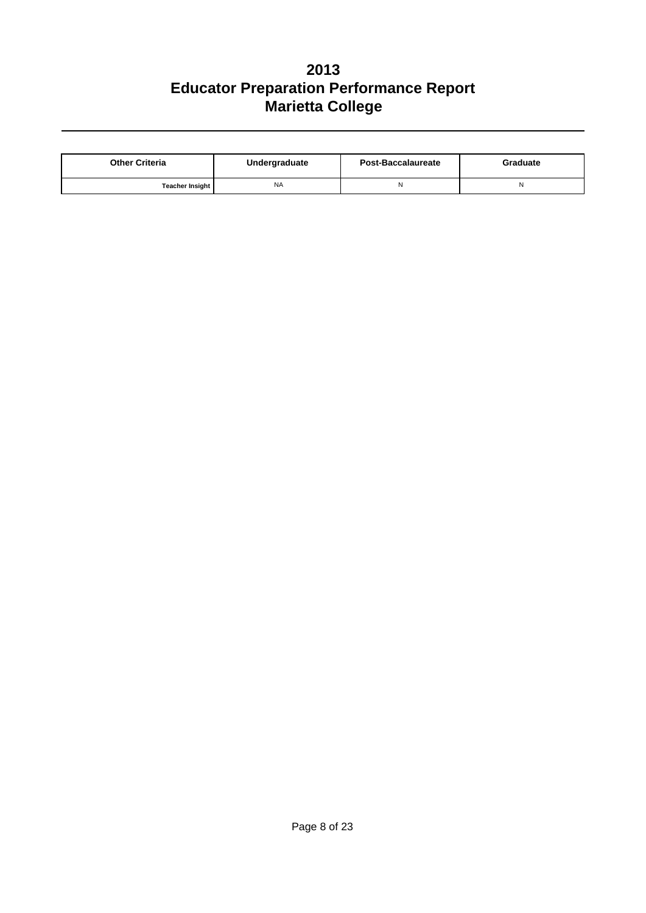# 2013
# Educator Preparation Performance Report
# Marietta College

| Other Criteria | Undergraduate | Post-Baccalaureate | Graduate |
|---|---|---|---|
| Teacher Insight | NA | N | N |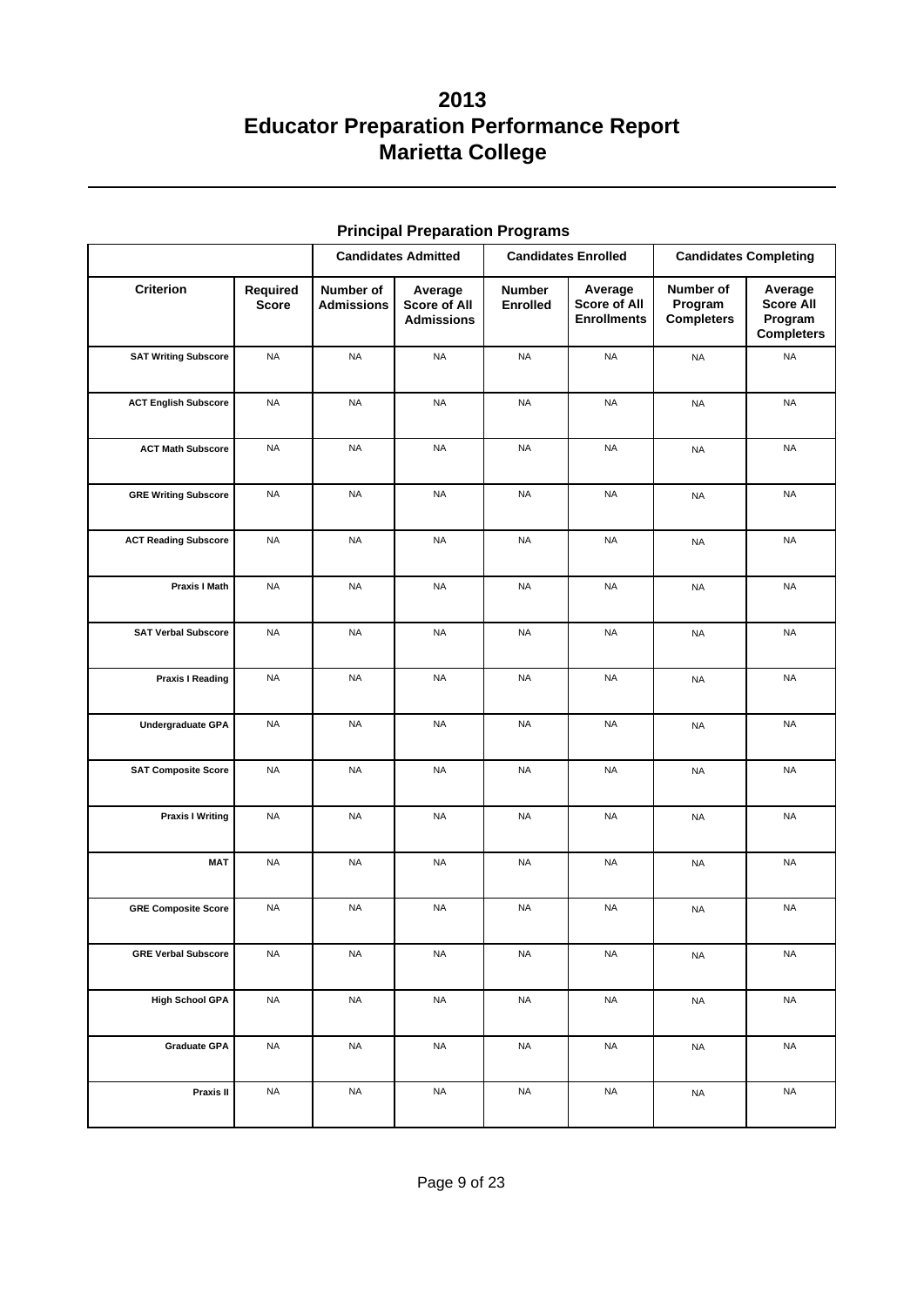# 2013
# Educator Preparation Performance Report
# Marietta College

## Principal Preparation Programs

| | | Candidates Admitted | | Candidates Enrolled | | Candidates Completing | |
|---|---|---|---|---|---|---|---|
| **Criterion** | **Required Score** | **Number of Admissions** | **Average Score of All Admissions** | **Number Enrolled** | **Average Score of All Enrollments** | **Number of Program Completers** | **Average Score All Program Completers** |
| SAT Writing Subscore | NA | NA | NA | NA | NA | NA | NA |
| ACT English Subscore | NA | NA | NA | NA | NA | NA | NA |
| ACT Math Subscore | NA | NA | NA | NA | NA | NA | NA |
| GRE Writing Subscore | NA | NA | NA | NA | NA | NA | NA |
| ACT Reading Subscore | NA | NA | NA | NA | NA | NA | NA |
| Praxis I Math | NA | NA | NA | NA | NA | NA | NA |
| SAT Verbal Subscore | NA | NA | NA | NA | NA | NA | NA |
| Praxis I Reading | NA | NA | NA | NA | NA | NA | NA |
| Undergraduate GPA | NA | NA | NA | NA | NA | NA | NA |
| SAT Composite Score | NA | NA | NA | NA | NA | NA | NA |
| Praxis I Writing | NA | NA | NA | NA | NA | NA | NA |
| MAT | NA | NA | NA | NA | NA | NA | NA |
| GRE Composite Score | NA | NA | NA | NA | NA | NA | NA |
| GRE Verbal Subscore | NA | NA | NA | NA | NA | NA | NA |
| High School GPA | NA | NA | NA | NA | NA | NA | NA |
| Graduate GPA | NA | NA | NA | NA | NA | NA | NA |
| Praxis II | NA | NA | NA | NA | NA | NA | NA |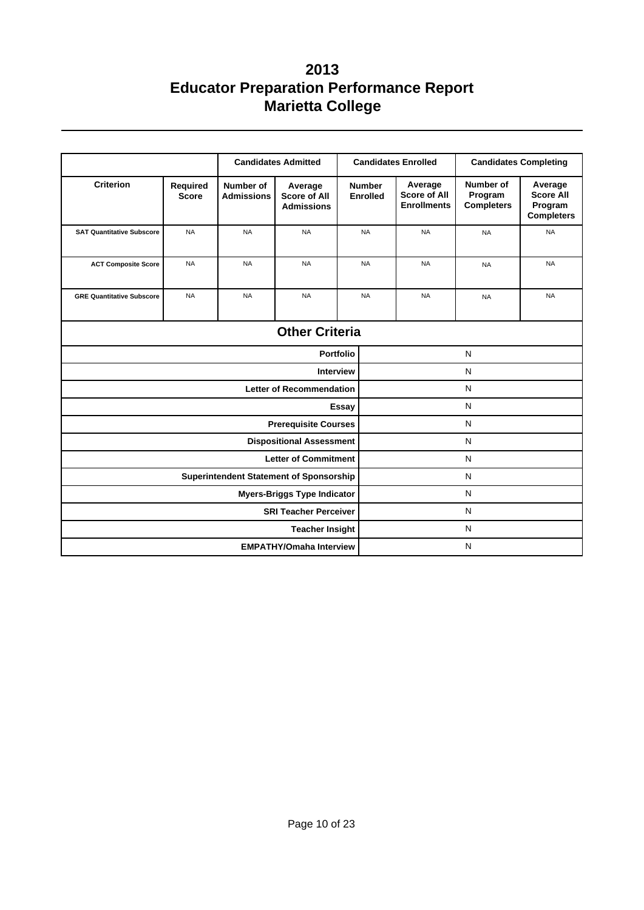# 2013
# Educator Preparation Performance Report
# Marietta College

| Criterion | Required Score | Candidates Admitted | | Candidates Enrolled | | Candidates Completing | |
|---|---|---|---|---|---|---|---|
| | | Number of Admissions | Average Score of All Admissions | Number Enrolled | Average Score of All Enrollments | Number of Program Completers | Average Score All Program Completers |
| SAT Quantitative Subscore | NA | NA | NA | NA | NA | NA | NA |
| ACT Composite Score | NA | NA | NA | NA | NA | NA | NA |
| GRE Quantitative Subscore | NA | NA | NA | NA | NA | NA | NA |

## Other Criteria

| Criterion | |
|---|---|
| Portfolio | N |
| Interview | N |
| Letter of Recommendation | N |
| Essay | N |
| Prerequisite Courses | N |
| Dispositional Assessment | N |
| Letter of Commitment | N |
| Superintendent Statement of Sponsorship | N |
| Myers-Briggs Type Indicator | N |
| SRI Teacher Perceiver | N |
| Teacher Insight | N |
| EMPATHY/Omaha Interview | N |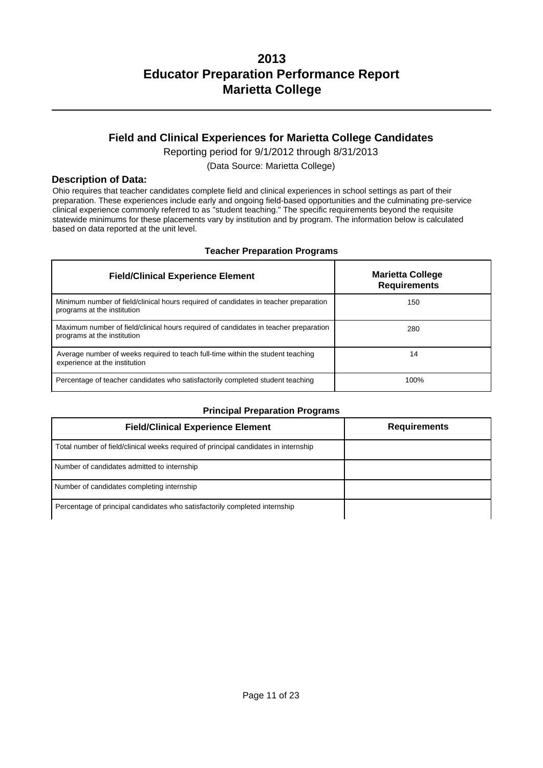# 2013
# Educator Preparation Performance Report
# Marietta College

## Field and Clinical Experiences for Marietta College Candidates

Reporting period for 9/1/2012 through 8/31/2013

(Data Source: Marietta College)

### Description of Data:

Ohio requires that teacher candidates complete field and clinical experiences in school settings as part of their preparation. These experiences include early and ongoing field-based opportunities and the culminating pre-service clinical experience commonly referred to as "student teaching." The specific requirements beyond the requisite statewide minimums for these placements vary by institution and by program. The information below is calculated based on data reported at the unit level.

**Teacher Preparation Programs**

| Field/Clinical Experience Element | Marietta College Requirements |
|---|---|
| Minimum number of field/clinical hours required of candidates in teacher preparation programs at the institution | 150 |
| Maximum number of field/clinical hours required of candidates in teacher preparation programs at the institution | 280 |
| Average number of weeks required to teach full-time within the student teaching experience at the institution | 14 |
| Percentage of teacher candidates who satisfactorily completed student teaching | 100% |

**Principal Preparation Programs**

| Field/Clinical Experience Element | Requirements |
|---|---|
| Total number of field/clinical weeks required of principal candidates in internship | |
| Number of candidates admitted to internship | |
| Number of candidates completing internship | |
| Percentage of principal candidates who satisfactorily completed internship | |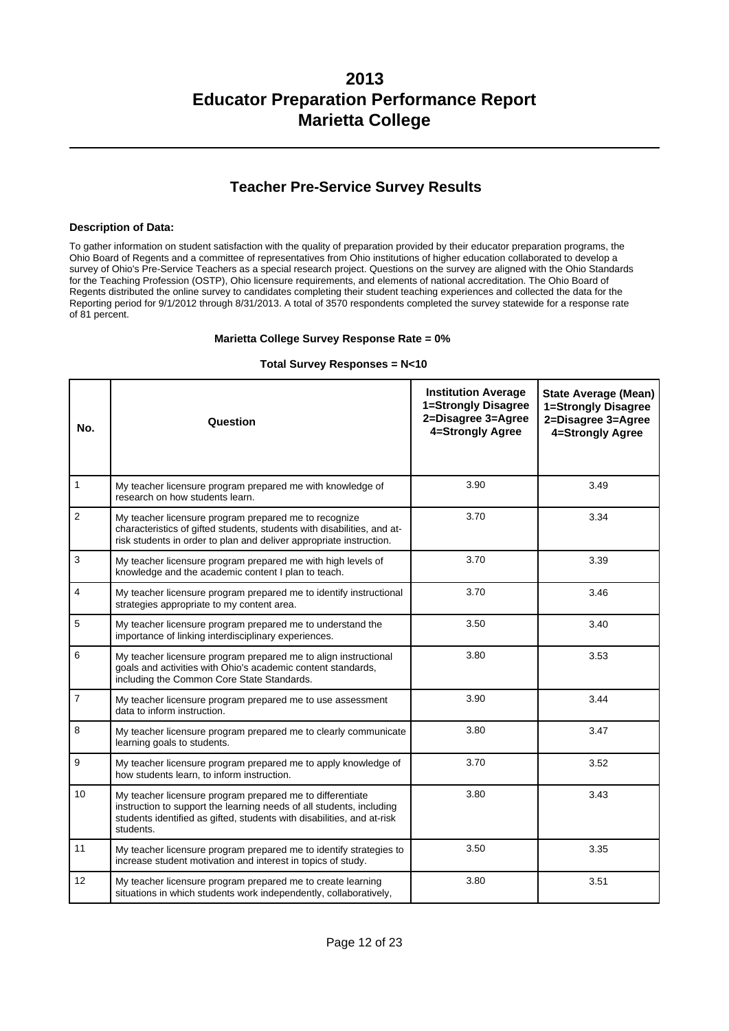# 2013
# Educator Preparation Performance Report
# Marietta College

## Teacher Pre-Service Survey Results

**Description of Data:**

To gather information on student satisfaction with the quality of preparation provided by their educator preparation programs, the Ohio Board of Regents and a committee of representatives from Ohio institutions of higher education collaborated to develop a survey of Ohio's Pre-Service Teachers as a special research project. Questions on the survey are aligned with the Ohio Standards for the Teaching Profession (OSTP), Ohio licensure requirements, and elements of national accreditation. The Ohio Board of Regents distributed the online survey to candidates completing their student teaching experiences and collected the data for the Reporting period for 9/1/2012 through 8/31/2013. A total of 3570 respondents completed the survey statewide for a response rate of 81 percent.

**Marietta College Survey Response Rate = 0%**

**Total Survey Responses = N<10**

| No. | Question | Institution Average 1=Strongly Disagree 2=Disagree 3=Agree 4=Strongly Agree | State Average (Mean) 1=Strongly Disagree 2=Disagree 3=Agree 4=Strongly Agree |
|---|---|---|---|
| 1 | My teacher licensure program prepared me with knowledge of research on how students learn. | 3.90 | 3.49 |
| 2 | My teacher licensure program prepared me to recognize characteristics of gifted students, students with disabilities, and at-risk students in order to plan and deliver appropriate instruction. | 3.70 | 3.34 |
| 3 | My teacher licensure program prepared me with high levels of knowledge and the academic content I plan to teach. | 3.70 | 3.39 |
| 4 | My teacher licensure program prepared me to identify instructional strategies appropriate to my content area. | 3.70 | 3.46 |
| 5 | My teacher licensure program prepared me to understand the importance of linking interdisciplinary experiences. | 3.50 | 3.40 |
| 6 | My teacher licensure program prepared me to align instructional goals and activities with Ohio's academic content standards, including the Common Core State Standards. | 3.80 | 3.53 |
| 7 | My teacher licensure program prepared me to use assessment data to inform instruction. | 3.90 | 3.44 |
| 8 | My teacher licensure program prepared me to clearly communicate learning goals to students. | 3.80 | 3.47 |
| 9 | My teacher licensure program prepared me to apply knowledge of how students learn, to inform instruction. | 3.70 | 3.52 |
| 10 | My teacher licensure program prepared me to differentiate instruction to support the learning needs of all students, including students identified as gifted, students with disabilities, and at-risk students. | 3.80 | 3.43 |
| 11 | My teacher licensure program prepared me to identify strategies to increase student motivation and interest in topics of study. | 3.50 | 3.35 |
| 12 | My teacher licensure program prepared me to create learning situations in which students work independently, collaboratively, | 3.80 | 3.51 |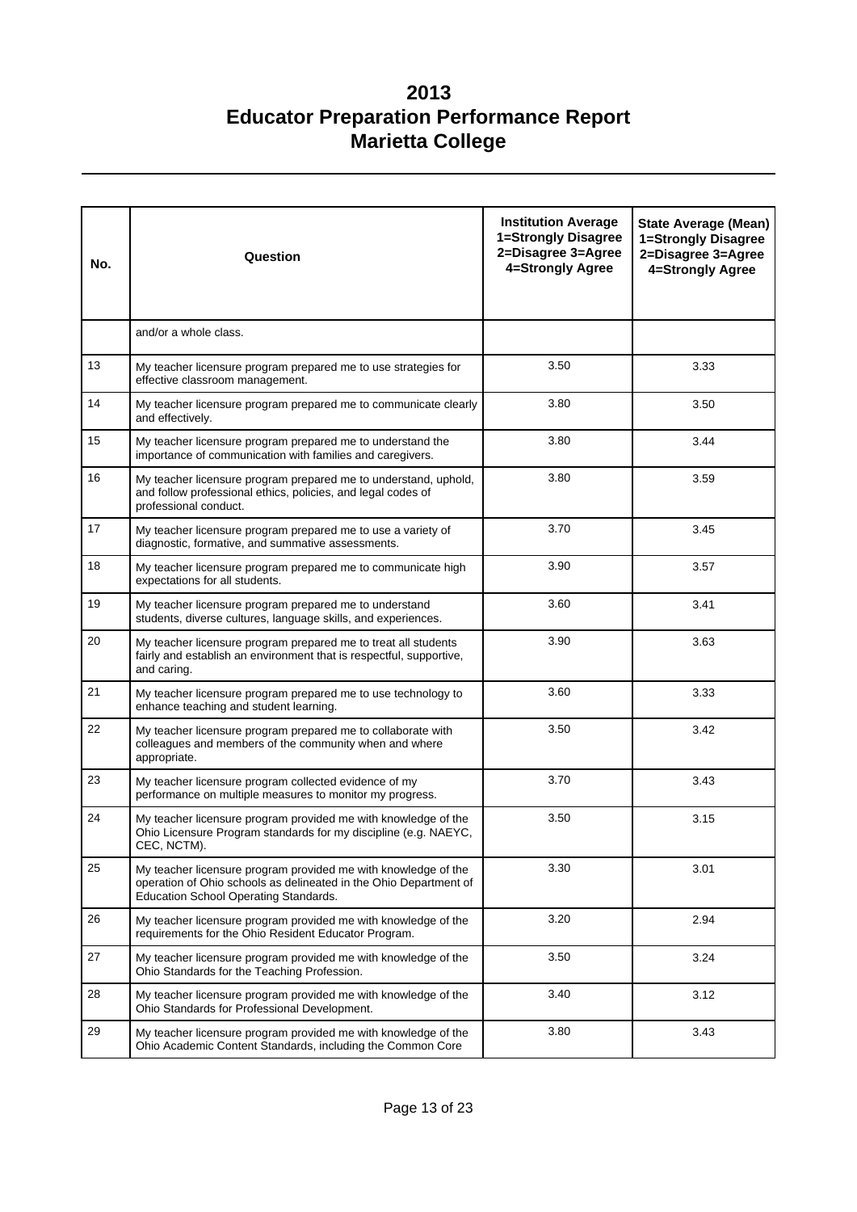# 2013
# Educator Preparation Performance Report
# Marietta College

| No. | Question | Institution Average 1=Strongly Disagree 2=Disagree 3=Agree 4=Strongly Agree | State Average (Mean) 1=Strongly Disagree 2=Disagree 3=Agree 4=Strongly Agree |
|---|---|---|---|
| | and/or a whole class. | | |
| 13 | My teacher licensure program prepared me to use strategies for effective classroom management. | 3.50 | 3.33 |
| 14 | My teacher licensure program prepared me to communicate clearly and effectively. | 3.80 | 3.50 |
| 15 | My teacher licensure program prepared me to understand the importance of communication with families and caregivers. | 3.80 | 3.44 |
| 16 | My teacher licensure program prepared me to understand, uphold, and follow professional ethics, policies, and legal codes of professional conduct. | 3.80 | 3.59 |
| 17 | My teacher licensure program prepared me to use a variety of diagnostic, formative, and summative assessments. | 3.70 | 3.45 |
| 18 | My teacher licensure program prepared me to communicate high expectations for all students. | 3.90 | 3.57 |
| 19 | My teacher licensure program prepared me to understand students, diverse cultures, language skills, and experiences. | 3.60 | 3.41 |
| 20 | My teacher licensure program prepared me to treat all students fairly and establish an environment that is respectful, supportive, and caring. | 3.90 | 3.63 |
| 21 | My teacher licensure program prepared me to use technology to enhance teaching and student learning. | 3.60 | 3.33 |
| 22 | My teacher licensure program prepared me to collaborate with colleagues and members of the community when and where appropriate. | 3.50 | 3.42 |
| 23 | My teacher licensure program collected evidence of my performance on multiple measures to monitor my progress. | 3.70 | 3.43 |
| 24 | My teacher licensure program provided me with knowledge of the Ohio Licensure Program standards for my discipline (e.g. NAEYC, CEC, NCTM). | 3.50 | 3.15 |
| 25 | My teacher licensure program provided me with knowledge of the operation of Ohio schools as delineated in the Ohio Department of Education School Operating Standards. | 3.30 | 3.01 |
| 26 | My teacher licensure program provided me with knowledge of the requirements for the Ohio Resident Educator Program. | 3.20 | 2.94 |
| 27 | My teacher licensure program provided me with knowledge of the Ohio Standards for the Teaching Profession. | 3.50 | 3.24 |
| 28 | My teacher licensure program provided me with knowledge of the Ohio Standards for Professional Development. | 3.40 | 3.12 |
| 29 | My teacher licensure program provided me with knowledge of the Ohio Academic Content Standards, including the Common Core | 3.80 | 3.43 |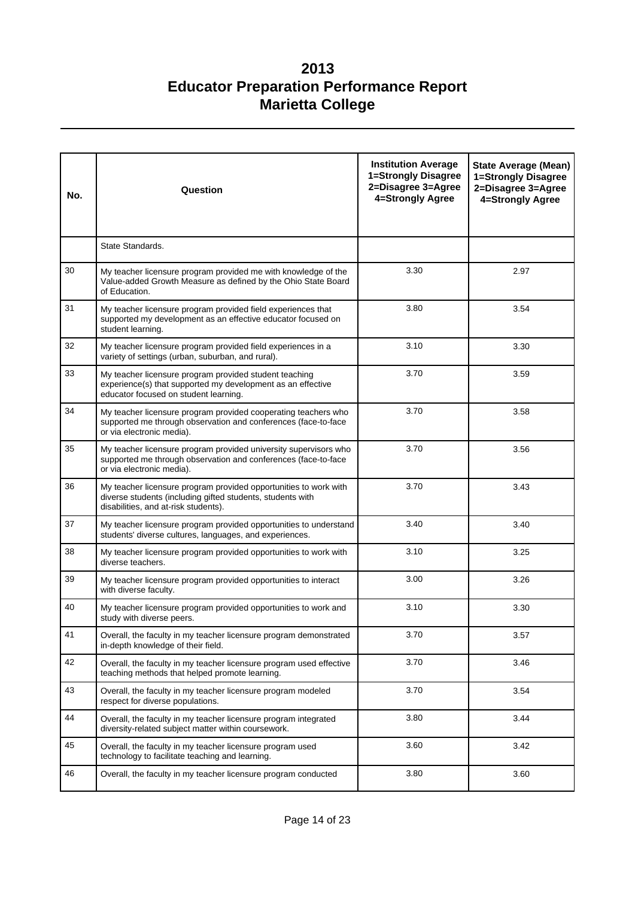# 2013
# Educator Preparation Performance Report
# Marietta College

| No. | Question | Institution Average 1=Strongly Disagree 2=Disagree 3=Agree 4=Strongly Agree | State Average (Mean) 1=Strongly Disagree 2=Disagree 3=Agree 4=Strongly Agree |
|---|---|---|---|
| | State Standards. | | |
| 30 | My teacher licensure program provided me with knowledge of the Value-added Growth Measure as defined by the Ohio State Board of Education. | 3.30 | 2.97 |
| 31 | My teacher licensure program provided field experiences that supported my development as an effective educator focused on student learning. | 3.80 | 3.54 |
| 32 | My teacher licensure program provided field experiences in a variety of settings (urban, suburban, and rural). | 3.10 | 3.30 |
| 33 | My teacher licensure program provided student teaching experience(s) that supported my development as an effective educator focused on student learning. | 3.70 | 3.59 |
| 34 | My teacher licensure program provided cooperating teachers who supported me through observation and conferences (face-to-face or via electronic media). | 3.70 | 3.58 |
| 35 | My teacher licensure program provided university supervisors who supported me through observation and conferences (face-to-face or via electronic media). | 3.70 | 3.56 |
| 36 | My teacher licensure program provided opportunities to work with diverse students (including gifted students, students with disabilities, and at-risk students). | 3.70 | 3.43 |
| 37 | My teacher licensure program provided opportunities to understand students' diverse cultures, languages, and experiences. | 3.40 | 3.40 |
| 38 | My teacher licensure program provided opportunities to work with diverse teachers. | 3.10 | 3.25 |
| 39 | My teacher licensure program provided opportunities to interact with diverse faculty. | 3.00 | 3.26 |
| 40 | My teacher licensure program provided opportunities to work and study with diverse peers. | 3.10 | 3.30 |
| 41 | Overall, the faculty in my teacher licensure program demonstrated in-depth knowledge of their field. | 3.70 | 3.57 |
| 42 | Overall, the faculty in my teacher licensure program used effective teaching methods that helped promote learning. | 3.70 | 3.46 |
| 43 | Overall, the faculty in my teacher licensure program modeled respect for diverse populations. | 3.70 | 3.54 |
| 44 | Overall, the faculty in my teacher licensure program integrated diversity-related subject matter within coursework. | 3.80 | 3.44 |
| 45 | Overall, the faculty in my teacher licensure program used technology to facilitate teaching and learning. | 3.60 | 3.42 |
| 46 | Overall, the faculty in my teacher licensure program conducted | 3.80 | 3.60 |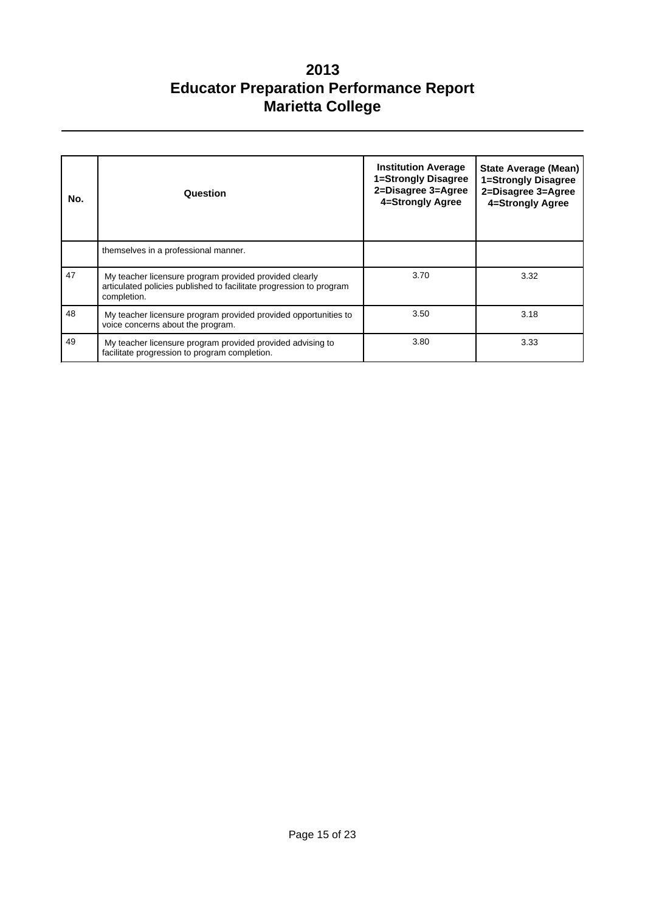# 2013
# Educator Preparation Performance Report
# Marietta College

| No. | Question | Institution Average 1=Strongly Disagree 2=Disagree 3=Agree 4=Strongly Agree | State Average (Mean) 1=Strongly Disagree 2=Disagree 3=Agree 4=Strongly Agree |
|---|---|---|---|
| | themselves in a professional manner. | | |
| 47 | My teacher licensure program provided provided clearly articulated policies published to facilitate progression to program completion. | 3.70 | 3.32 |
| 48 | My teacher licensure program provided provided opportunities to voice concerns about the program. | 3.50 | 3.18 |
| 49 | My teacher licensure program provided provided advising to facilitate progression to program completion. | 3.80 | 3.33 |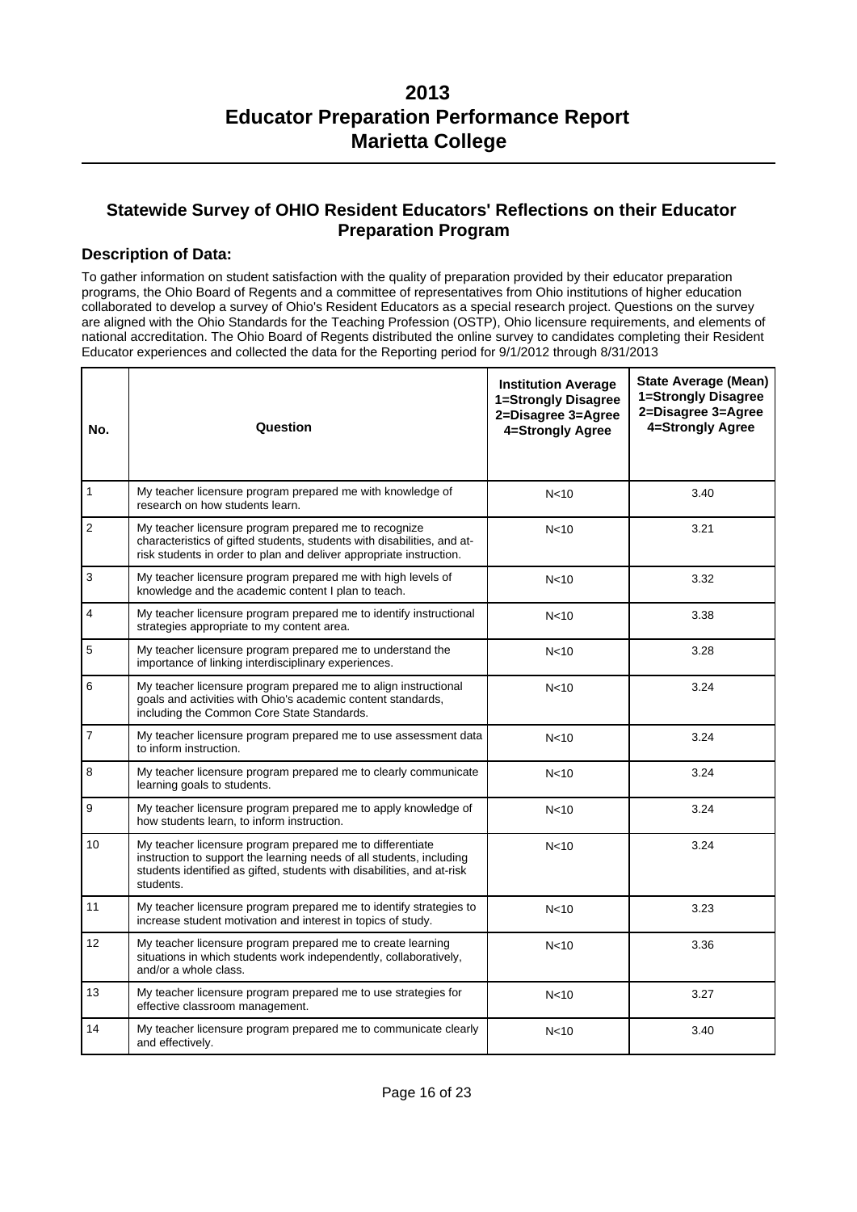# 2013
# Educator Preparation Performance Report
# Marietta College

## Statewide Survey of OHIO Resident Educators' Reflections on their Educator Preparation Program

### Description of Data:

To gather information on student satisfaction with the quality of preparation provided by their educator preparation programs, the Ohio Board of Regents and a committee of representatives from Ohio institutions of higher education collaborated to develop a survey of Ohio's Resident Educators as a special research project. Questions on the survey are aligned with the Ohio Standards for the Teaching Profession (OSTP), Ohio licensure requirements, and elements of national accreditation. The Ohio Board of Regents distributed the online survey to candidates completing their Resident Educator experiences and collected the data for the Reporting period for 9/1/2012 through 8/31/2013

| No. | Question | Institution Average 1=Strongly Disagree 2=Disagree 3=Agree 4=Strongly Agree | State Average (Mean) 1=Strongly Disagree 2=Disagree 3=Agree 4=Strongly Agree |
|---|---|---|---|
| 1 | My teacher licensure program prepared me with knowledge of research on how students learn. | N<10 | 3.40 |
| 2 | My teacher licensure program prepared me to recognize characteristics of gifted students, students with disabilities, and at-risk students in order to plan and deliver appropriate instruction. | N<10 | 3.21 |
| 3 | My teacher licensure program prepared me with high levels of knowledge and the academic content I plan to teach. | N<10 | 3.32 |
| 4 | My teacher licensure program prepared me to identify instructional strategies appropriate to my content area. | N<10 | 3.38 |
| 5 | My teacher licensure program prepared me to understand the importance of linking interdisciplinary experiences. | N<10 | 3.28 |
| 6 | My teacher licensure program prepared me to align instructional goals and activities with Ohio's academic content standards, including the Common Core State Standards. | N<10 | 3.24 |
| 7 | My teacher licensure program prepared me to use assessment data to inform instruction. | N<10 | 3.24 |
| 8 | My teacher licensure program prepared me to clearly communicate learning goals to students. | N<10 | 3.24 |
| 9 | My teacher licensure program prepared me to apply knowledge of how students learn, to inform instruction. | N<10 | 3.24 |
| 10 | My teacher licensure program prepared me to differentiate instruction to support the learning needs of all students, including students identified as gifted, students with disabilities, and at-risk students. | N<10 | 3.24 |
| 11 | My teacher licensure program prepared me to identify strategies to increase student motivation and interest in topics of study. | N<10 | 3.23 |
| 12 | My teacher licensure program prepared me to create learning situations in which students work independently, collaboratively, and/or a whole class. | N<10 | 3.36 |
| 13 | My teacher licensure program prepared me to use strategies for effective classroom management. | N<10 | 3.27 |
| 14 | My teacher licensure program prepared me to communicate clearly and effectively. | N<10 | 3.40 |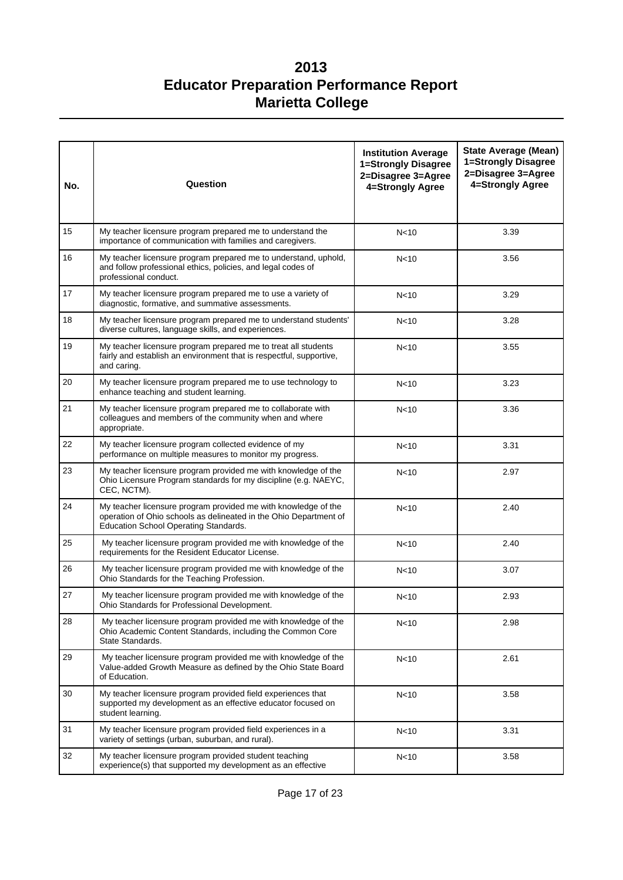# 2013
# Educator Preparation Performance Report
# Marietta College

| No. | Question | Institution Average 1=Strongly Disagree 2=Disagree 3=Agree 4=Strongly Agree | State Average (Mean) 1=Strongly Disagree 2=Disagree 3=Agree 4=Strongly Agree |
|---|---|---|---|
| 15 | My teacher licensure program prepared me to understand the importance of communication with families and caregivers. | N<10 | 3.39 |
| 16 | My teacher licensure program prepared me to understand, uphold, and follow professional ethics, policies, and legal codes of professional conduct. | N<10 | 3.56 |
| 17 | My teacher licensure program prepared me to use a variety of diagnostic, formative, and summative assessments. | N<10 | 3.29 |
| 18 | My teacher licensure program prepared me to understand students' diverse cultures, language skills, and experiences. | N<10 | 3.28 |
| 19 | My teacher licensure program prepared me to treat all students fairly and establish an environment that is respectful, supportive, and caring. | N<10 | 3.55 |
| 20 | My teacher licensure program prepared me to use technology to enhance teaching and student learning. | N<10 | 3.23 |
| 21 | My teacher licensure program prepared me to collaborate with colleagues and members of the community when and where appropriate. | N<10 | 3.36 |
| 22 | My teacher licensure program collected evidence of my performance on multiple measures to monitor my progress. | N<10 | 3.31 |
| 23 | My teacher licensure program provided me with knowledge of the Ohio Licensure Program standards for my discipline (e.g. NAEYC, CEC, NCTM). | N<10 | 2.97 |
| 24 | My teacher licensure program provided me with knowledge of the operation of Ohio schools as delineated in the Ohio Department of Education School Operating Standards. | N<10 | 2.40 |
| 25 | My teacher licensure program provided me with knowledge of the requirements for the Resident Educator License. | N<10 | 2.40 |
| 26 | My teacher licensure program provided me with knowledge of the Ohio Standards for the Teaching Profession. | N<10 | 3.07 |
| 27 | My teacher licensure program provided me with knowledge of the Ohio Standards for Professional Development. | N<10 | 2.93 |
| 28 | My teacher licensure program provided me with knowledge of the Ohio Academic Content Standards, including the Common Core State Standards. | N<10 | 2.98 |
| 29 | My teacher licensure program provided me with knowledge of the Value-added Growth Measure as defined by the Ohio State Board of Education. | N<10 | 2.61 |
| 30 | My teacher licensure program provided field experiences that supported my development as an effective educator focused on student learning. | N<10 | 3.58 |
| 31 | My teacher licensure program provided field experiences in a variety of settings (urban, suburban, and rural). | N<10 | 3.31 |
| 32 | My teacher licensure program provided student teaching experience(s) that supported my development as an effective | N<10 | 3.58 |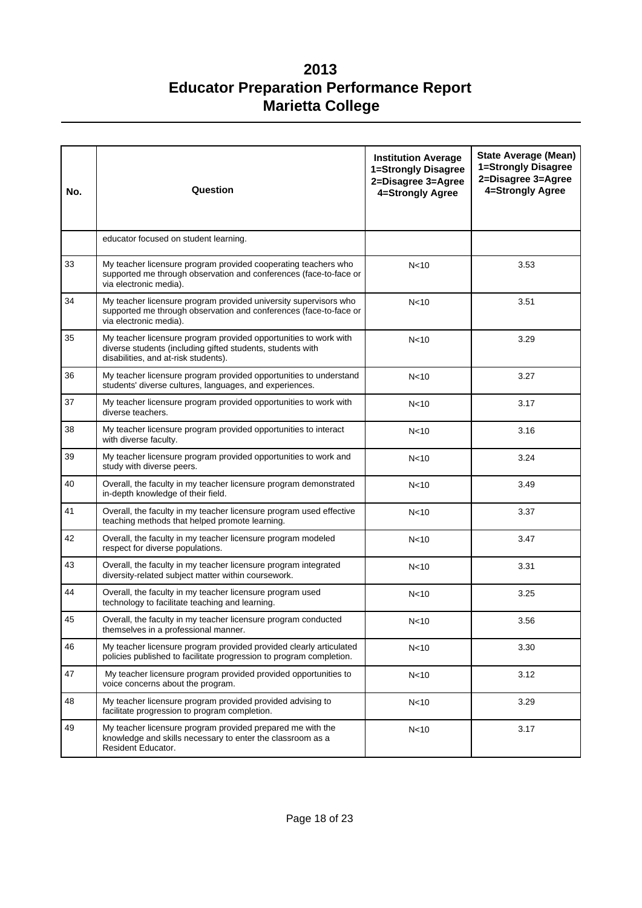# 2013
# Educator Preparation Performance Report
# Marietta College

| No. | Question | Institution Average 1=Strongly Disagree 2=Disagree 3=Agree 4=Strongly Agree | State Average (Mean) 1=Strongly Disagree 2=Disagree 3=Agree 4=Strongly Agree |
|---|---|---|---|
| | educator focused on student learning. | | |
| 33 | My teacher licensure program provided cooperating teachers who supported me through observation and conferences (face-to-face or via electronic media). | N<10 | 3.53 |
| 34 | My teacher licensure program provided university supervisors who supported me through observation and conferences (face-to-face or via electronic media). | N<10 | 3.51 |
| 35 | My teacher licensure program provided opportunities to work with diverse students (including gifted students, students with disabilities, and at-risk students). | N<10 | 3.29 |
| 36 | My teacher licensure program provided opportunities to understand students' diverse cultures, languages, and experiences. | N<10 | 3.27 |
| 37 | My teacher licensure program provided opportunities to work with diverse teachers. | N<10 | 3.17 |
| 38 | My teacher licensure program provided opportunities to interact with diverse faculty. | N<10 | 3.16 |
| 39 | My teacher licensure program provided opportunities to work and study with diverse peers. | N<10 | 3.24 |
| 40 | Overall, the faculty in my teacher licensure program demonstrated in-depth knowledge of their field. | N<10 | 3.49 |
| 41 | Overall, the faculty in my teacher licensure program used effective teaching methods that helped promote learning. | N<10 | 3.37 |
| 42 | Overall, the faculty in my teacher licensure program modeled respect for diverse populations. | N<10 | 3.47 |
| 43 | Overall, the faculty in my teacher licensure program integrated diversity-related subject matter within coursework. | N<10 | 3.31 |
| 44 | Overall, the faculty in my teacher licensure program used technology to facilitate teaching and learning. | N<10 | 3.25 |
| 45 | Overall, the faculty in my teacher licensure program conducted themselves in a professional manner. | N<10 | 3.56 |
| 46 | My teacher licensure program provided provided clearly articulated policies published to facilitate progression to program completion. | N<10 | 3.30 |
| 47 | My teacher licensure program provided provided opportunities to voice concerns about the program. | N<10 | 3.12 |
| 48 | My teacher licensure program provided provided advising to facilitate progression to program completion. | N<10 | 3.29 |
| 49 | My teacher licensure program provided prepared me with the knowledge and skills necessary to enter the classroom as a Resident Educator. | N<10 | 3.17 |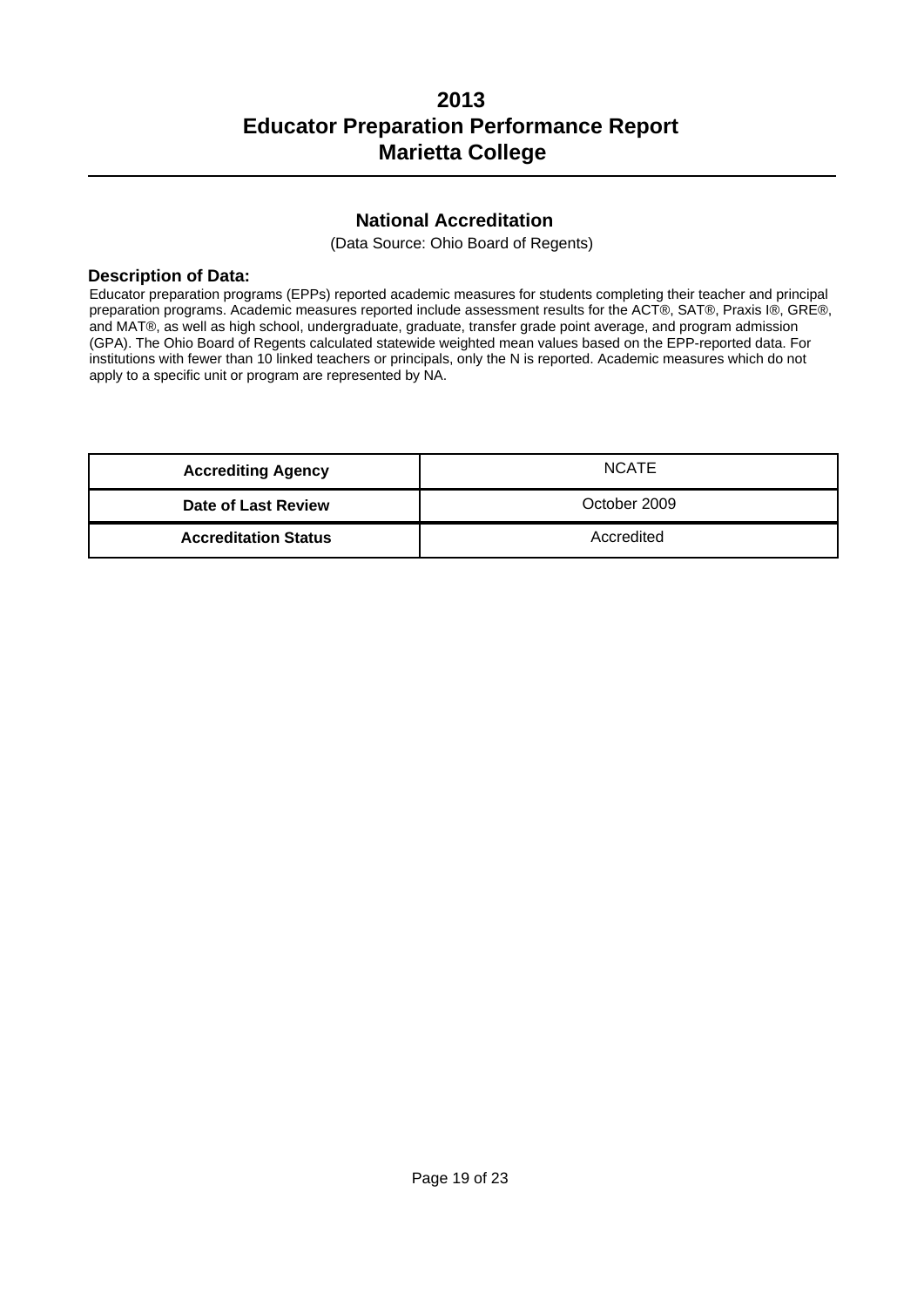# 2013
# Educator Preparation Performance Report
# Marietta College

## National Accreditation

(Data Source: Ohio Board of Regents)

### Description of Data:

Educator preparation programs (EPPs) reported academic measures for students completing their teacher and principal preparation programs. Academic measures reported include assessment results for the ACT®, SAT®, Praxis I®, GRE®, and MAT®, as well as high school, undergraduate, graduate, transfer grade point average, and program admission (GPA). The Ohio Board of Regents calculated statewide weighted mean values based on the EPP-reported data. For institutions with fewer than 10 linked teachers or principals, only the N is reported. Academic measures which do not apply to a specific unit or program are represented by NA.

| | |
|---|---|
| **Accrediting Agency** | NCATE |
| **Date of Last Review** | October 2009 |
| **Accreditation Status** | Accredited |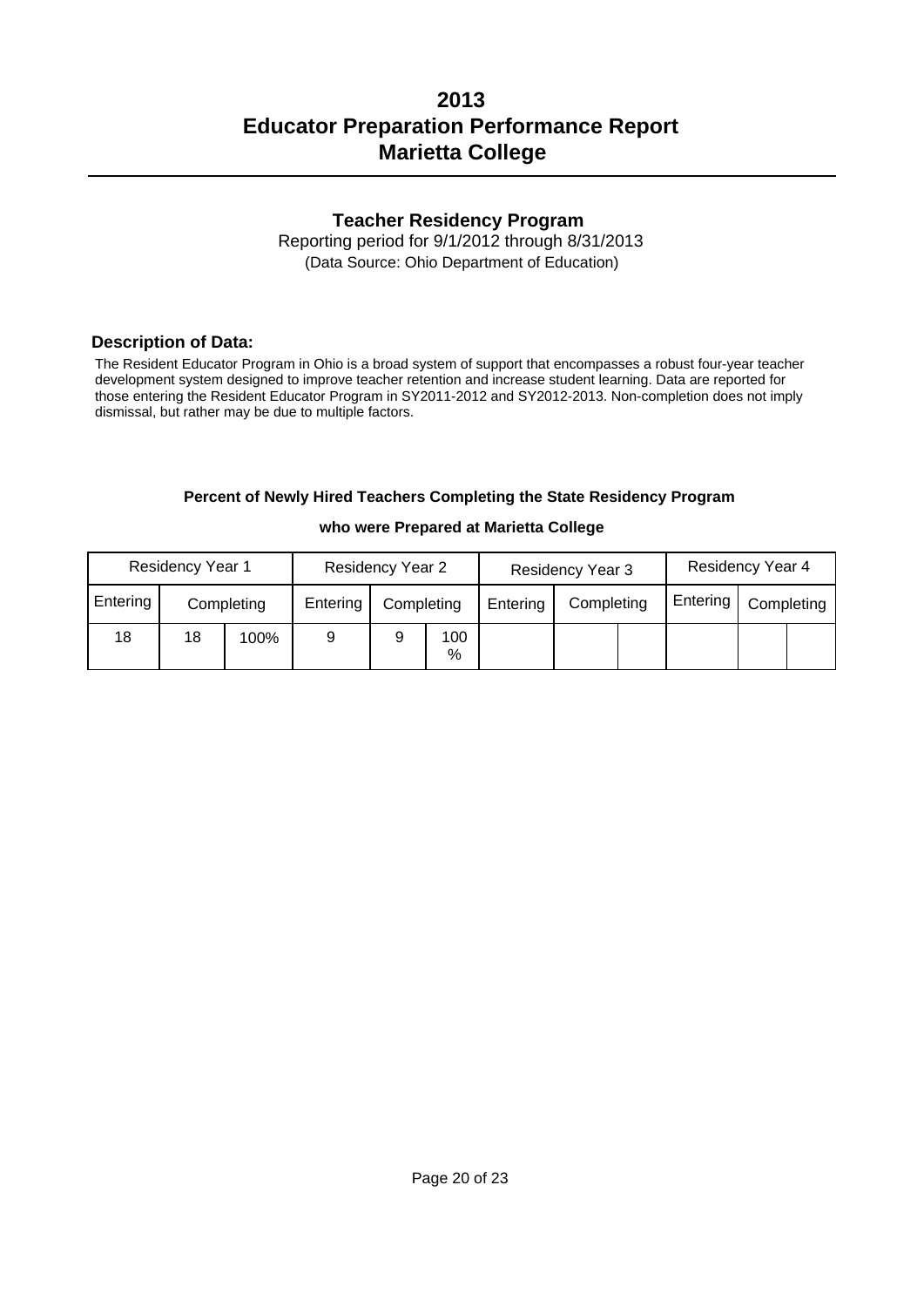# 2013
# Educator Preparation Performance Report
# Marietta College

## Teacher Residency Program

Reporting period for 9/1/2012 through 8/31/2013
(Data Source: Ohio Department of Education)

### Description of Data:

The Resident Educator Program in Ohio is a broad system of support that encompasses a robust four-year teacher development system designed to improve teacher retention and increase student learning. Data are reported for those entering the Resident Educator Program in SY2011-2012 and SY2012-2013. Non-completion does not imply dismissal, but rather may be due to multiple factors.

**Percent of Newly Hired Teachers Completing the State Residency Program**

**who were Prepared at Marietta College**

| Residency Year 1 | | | Residency Year 2 | | | Residency Year 3 | | | Residency Year 4 | | |
|---|---|---|---|---|---|---|---|---|---|---|---|
| Entering | Completing | | Entering | Completing | | Entering | Completing | | Entering | Completing | |
| 18 | 18 | 100% | 9 | 9 | 100 % | | | | | | |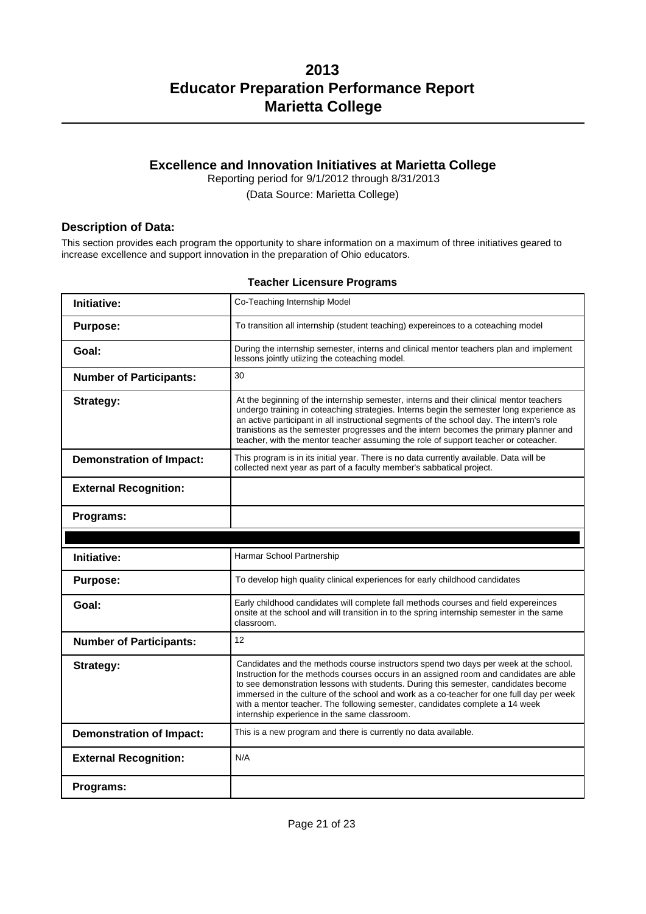# 2013
# Educator Preparation Performance Report
# Marietta College

## Excellence and Innovation Initiatives at Marietta College

Reporting period for 9/1/2012 through 8/31/2013

(Data Source: Marietta College)

### Description of Data:

This section provides each program the opportunity to share information on a maximum of three initiatives geared to increase excellence and support innovation in the preparation of Ohio educators.

**Teacher Licensure Programs**

| | |
|---|---|
| **Initiative:** | Co-Teaching Internship Model |
| **Purpose:** | To transition all internship (student teaching) expereinces to a coteaching model |
| **Goal:** | During the internship semester, interns and clinical mentor teachers plan and implement lessons jointly utiizing the coteaching model. |
| **Number of Participants:** | 30 |
| **Strategy:** | At the beginning of the internship semester, interns and their clinical mentor teachers undergo training in coteaching strategies. Interns begin the semester long experience as an active participant in all instructional segments of the school day. The intern's role tranistions as the semester progresses and the intern becomes the primary planner and teacher, with the mentor teacher assuming the role of support teacher or coteacher. |
| **Demonstration of Impact:** | This program is in its initial year. There is no data currently available. Data will be collected next year as part of a faculty member's sabbatical project. |
| **External Recognition:** | |
| **Programs:** | |

| | |
|---|---|
| **Initiative:** | Harmar School Partnership |
| **Purpose:** | To develop high quality clinical experiences for early childhood candidates |
| **Goal:** | Early childhood candidates will complete fall methods courses and field expereinces onsite at the school and will transition in to the spring internship semester in the same classroom. |
| **Number of Participants:** | 12 |
| **Strategy:** | Candidates and the methods course instructors spend two days per week at the school. Instruction for the methods courses occurs in an assigned room and candidates are able to see demonstration lessons with students. During this semester, candidates become immersed in the culture of the school and work as a co-teacher for one full day per week with a mentor teacher. The following semester, candidates complete a 14 week internship experience in the same classroom. |
| **Demonstration of Impact:** | This is a new program and there is currently no data available. |
| **External Recognition:** | N/A |
| **Programs:** | |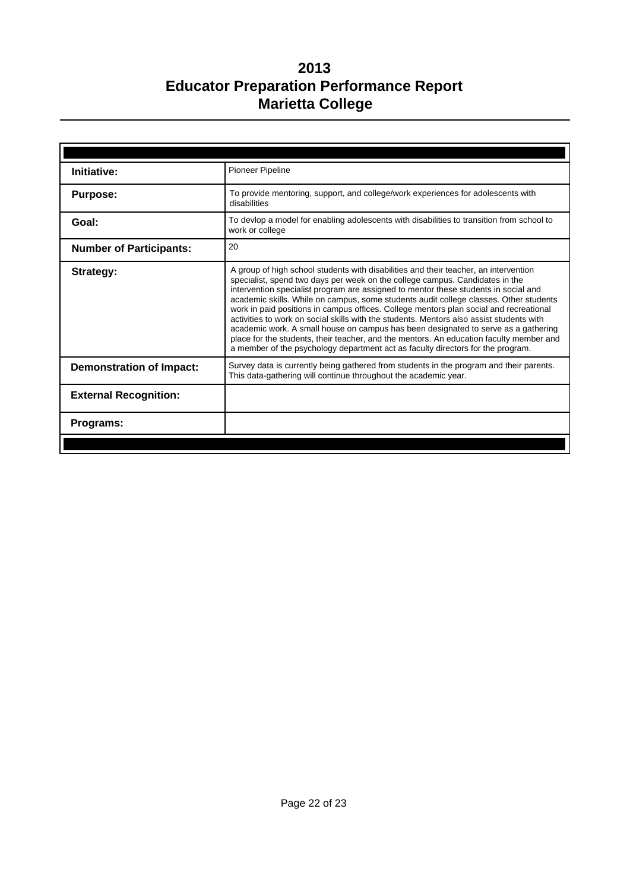# 2013
# Educator Preparation Performance Report
# Marietta College

| | |
|---|---|
| **Initiative:** | Pioneer Pipeline |
| **Purpose:** | To provide mentoring, support, and college/work experiences for adolescents with disabilities |
| **Goal:** | To devlop a model for enabling adolescents with disabilities to transition from school to work or college |
| **Number of Participants:** | 20 |
| **Strategy:** | A group of high school students with disabilities and their teacher, an intervention specialist, spend two days per week on the college campus. Candidates in the intervention specialist program are assigned to mentor these students in social and academic skills. While on campus, some students audit college classes. Other students work in paid positions in campus offices. College mentors plan social and recreational activities to work on social skills with the students. Mentors also assist students with academic work. A small house on campus has been designated to serve as a gathering place for the students, their teacher, and the mentors. An education faculty member and a member of the psychology department act as faculty directors for the program. |
| **Demonstration of Impact:** | Survey data is currently being gathered from students in the program and their parents. This data-gathering will continue throughout the academic year. |
| **External Recognition:** | |
| **Programs:** | |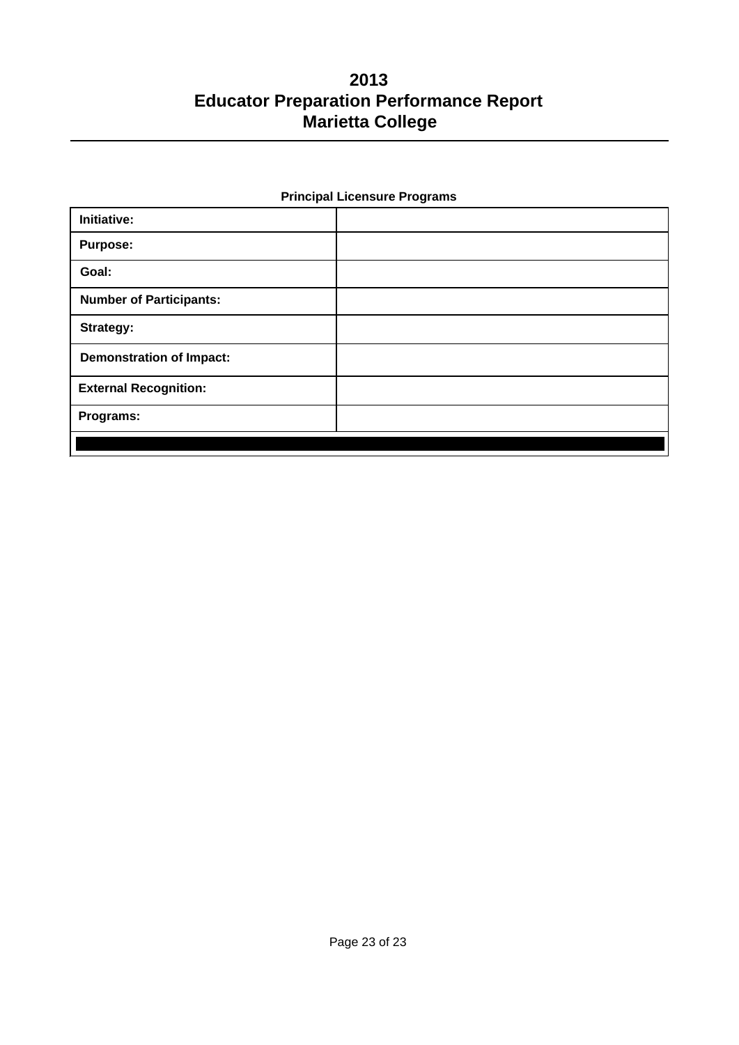# 2013
# Educator Preparation Performance Report
# Marietta College

**Principal Licensure Programs**

| | |
|---|---|
| **Initiative:** | |
| **Purpose:** | |
| **Goal:** | |
| **Number of Participants:** | |
| **Strategy:** | |
| **Demonstration of Impact:** | |
| **External Recognition:** | |
| **Programs:** | |